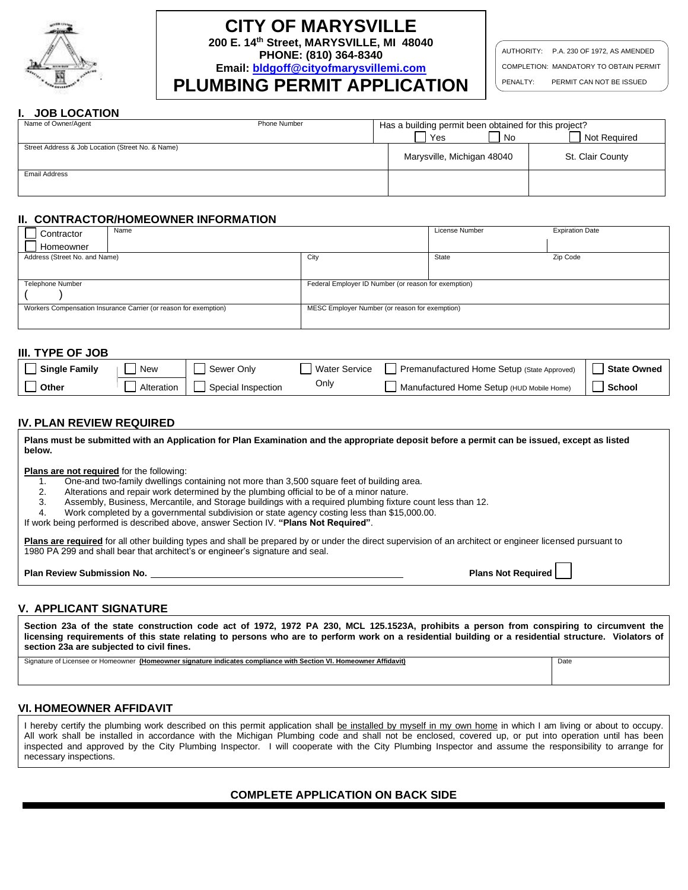# CITY OF MARYSVILLE

**200 E. 14th Street, MARYSVILLE, MI 48040**
**PHONE: (810) 364-8340**
**Email: bldgoff@cityofmarysvillemi.com**

# PLUMBING PERMIT APPLICATION

| | |
|---|---|
| AUTHORITY: | P.A. 230 OF 1972, AS AMENDED |
| COMPLETION: | MANDATORY TO OBTAIN PERMIT |
| PENALTY: | PERMIT CAN NOT BE ISSUED |

## I. JOB LOCATION

| Name of Owner/Agent | Phone Number | Has a building permit been obtained for this project? ☐ Yes ☐ No | ☐ Not Required |
|---|---|---|---|
| Street Address & Job Location (Street No. & Name) | | Marysville, Michigan 48040 | St. Clair County |
| Email Address | | | |

## II. CONTRACTOR/HOMEOWNER INFORMATION

| ☐ Contractor ☐ Homeowner | Name | | License Number | Expiration Date |
|---|---|---|---|---|
| Address (Street No. and Name) | | City | State | Zip Code |
| Telephone Number ( ) | | Federal Employer ID Number (or reason for exemption) | | |
| Workers Compensation Insurance Carrier (or reason for exemption) | | MESC Employer Number (or reason for exemption) | | |

## III. TYPE OF JOB

| | | | | | |
|---|---|---|---|---|---|
| ☐ **Single Family** | ☐ New | ☐ Sewer Only | ☐ Water Service Only | ☐ Premanufactured Home Setup (State Approved) | ☐ **State Owned** |
| ☐ **Other** | ☐ Alteration | ☐ Special Inspection | | ☐ Manufactured Home Setup (HUD Mobile Home) | ☐ **School** |

## IV. PLAN REVIEW REQUIRED

**Plans must be submitted with an Application for Plan Examination and the appropriate deposit before a permit can be issued, except as listed below.**

**Plans are not required** for the following:

1. One-and two-family dwellings containing not more than 3,500 square feet of building area.
2. Alterations and repair work determined by the plumbing official to be of a minor nature.
3. Assembly, Business, Mercantile, and Storage buildings with a required plumbing fixture count less than 12.
4. Work completed by a governmental subdivision or state agency costing less than $15,000.00.

If work being performed is described above, answer Section IV. **"Plans Not Required"**.

**Plans are required** for all other building types and shall be prepared by or under the direct supervision of an architect or engineer licensed pursuant to 1980 PA 299 and shall bear that architect's or engineer's signature and seal.

**Plan Review Submission No.** ____________________ **Plans Not Required** ☐

## V. APPLICANT SIGNATURE

**Section 23a of the state construction code act of 1972, 1972 PA 230, MCL 125.1523A, prohibits a person from conspiring to circumvent the licensing requirements of this state relating to persons who are to perform work on a residential building or a residential structure. Violators of section 23a are subjected to civil fines.**

| Signature of Licensee or Homeowner **(Homeowner signature indicates compliance with Section VI. Homeowner Affidavit)** | Date |
|---|---|
| | |

## VI. HOMEOWNER AFFIDAVIT

I hereby certify the plumbing work described on this permit application shall be installed by myself in my own home in which I am living or about to occupy. All work shall be installed in accordance with the Michigan Plumbing code and shall not be enclosed, covered up, or put into operation until has been inspected and approved by the City Plumbing Inspector. I will cooperate with the City Plumbing Inspector and assume the responsibility to arrange for necessary inspections.

**COMPLETE APPLICATION ON BACK SIDE**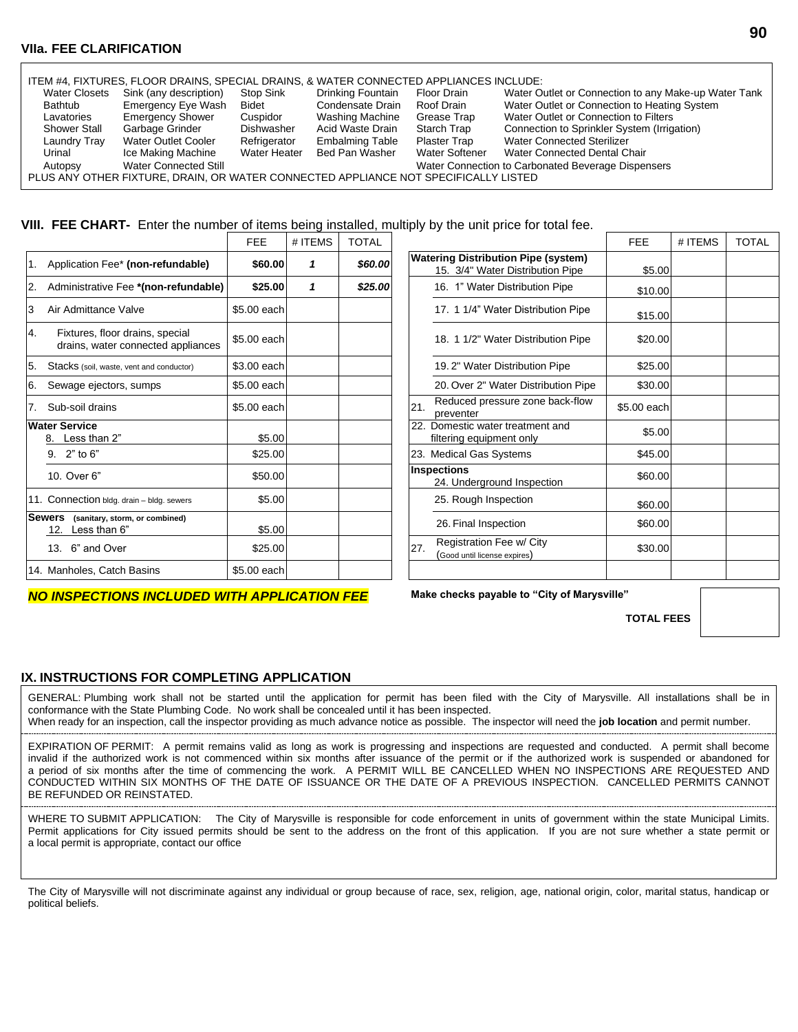## VIIa. FEE CLARIFICATION

ITEM #4, FIXTURES, FLOOR DRAINS, SPECIAL DRAINS, & WATER CONNECTED APPLIANCES INCLUDE:

| | | | | | |
|---|---|---|---|---|---|
| Water Closets | Sink (any description) | Stop Sink | Drinking Fountain | Floor Drain | Water Outlet or Connection to any Make-up Water Tank |
| Bathtub | Emergency Eye Wash | Bidet | Condensate Drain | Roof Drain | Water Outlet or Connection to Heating System |
| Lavatories | Emergency Shower | Cuspidor | Washing Machine | Grease Trap | Water Outlet or Connection to Filters |
| Shower Stall | Garbage Grinder | Dishwasher | Acid Waste Drain | Starch Trap | Connection to Sprinkler System (Irrigation) |
| Laundry Tray | Water Outlet Cooler | Refrigerator | Embalming Table | Plaster Trap | Water Connected Sterilizer |
| Urinal | Ice Making Machine | Water Heater | Bed Pan Washer | Water Softener | Water Connected Dental Chair |
| Autopsy | Water Connected Still | | | Water Connection to Carbonated Beverage Dispensers | |

PLUS ANY OTHER FIXTURE, DRAIN, OR WATER CONNECTED APPLIANCE NOT SPECIFICALLY LISTED

## VIII. FEE CHART- Enter the number of items being installed, multiply by the unit price for total fee.

| | FEE | # ITEMS | TOTAL |
|---|---|---|---|
| 1. Application Fee* **(non-refundable)** | **$60.00** | ***1*** | ***$60.00*** |
| 2. Administrative Fee ***(non-refundable)** | **$25.00** | ***1*** | ***$25.00*** |
| 3 Air Admittance Valve | $5.00 each | | |
| 4. Fixtures, floor drains, special drains, water connected appliances | $5.00 each | | |
| 5. Stacks (soil, waste, vent and conductor) | $3.00 each | | |
| 6. Sewage ejectors, sumps | $5.00 each | | |
| 7. Sub-soil drains | $5.00 each | | |
| **Water Service** 8. Less than 2" | $5.00 | | |
| 9. 2" to 6" | $25.00 | | |
| 10. Over 6" | $50.00 | | |
| 11. Connection bldg. drain – bldg. sewers | $5.00 | | |
| **Sewers** (sanitary, storm, or combined) 12. Less than 6" | $5.00 | | |
| 13. 6" and Over | $25.00 | | |
| 14. Manholes, Catch Basins | $5.00 each | | |
| **Watering Distribution Pipe (system)** 15. 3/4" Water Distribution Pipe | $5.00 | | |
| 16. 1" Water Distribution Pipe | $10.00 | | |
| 17. 1 1/4" Water Distribution Pipe | $15.00 | | |
| 18. 1 1/2" Water Distribution Pipe | $20.00 | | |
| 19. 2" Water Distribution Pipe | $25.00 | | |
| 20. Over 2" Water Distribution Pipe | $30.00 | | |
| 21. Reduced pressure zone back-flow preventer | $5.00 each | | |
| 22. Domestic water treatment and filtering equipment only | $5.00 | | |
| 23. Medical Gas Systems | $45.00 | | |
| **Inspections** 24. Underground Inspection | $60.00 | | |
| 25. Rough Inspection | $60.00 | | |
| 26. Final Inspection | $60.00 | | |
| 27. Registration Fee w/ City (Good until license expires) | $30.00 | | |

***NO INSPECTIONS INCLUDED WITH APPLICATION FEE***

**Make checks payable to "City of Marysville"**

**TOTAL FEES**

## IX. INSTRUCTIONS FOR COMPLETING APPLICATION

GENERAL: Plumbing work shall not be started until the application for permit has been filed with the City of Marysville. All installations shall be in conformance with the State Plumbing Code. No work shall be concealed until it has been inspected.
When ready for an inspection, call the inspector providing as much advance notice as possible. The inspector will need the **job location** and permit number.

EXPIRATION OF PERMIT: A permit remains valid as long as work is progressing and inspections are requested and conducted. A permit shall become invalid if the authorized work is not commenced within six months after issuance of the permit or if the authorized work is suspended or abandoned for a period of six months after the time of commencing the work. A PERMIT WILL BE CANCELLED WHEN NO INSPECTIONS ARE REQUESTED AND CONDUCTED WITHIN SIX MONTHS OF THE DATE OF ISSUANCE OR THE DATE OF A PREVIOUS INSPECTION. CANCELLED PERMITS CANNOT BE REFUNDED OR REINSTATED.

WHERE TO SUBMIT APPLICATION: The City of Marysville is responsible for code enforcement in units of government within the state Municipal Limits. Permit applications for City issued permits should be sent to the address on the front of this application. If you are not sure whether a state permit or a local permit is appropriate, contact our office

The City of Marysville will not discriminate against any individual or group because of race, sex, religion, age, national origin, color, marital status, handicap or political beliefs.